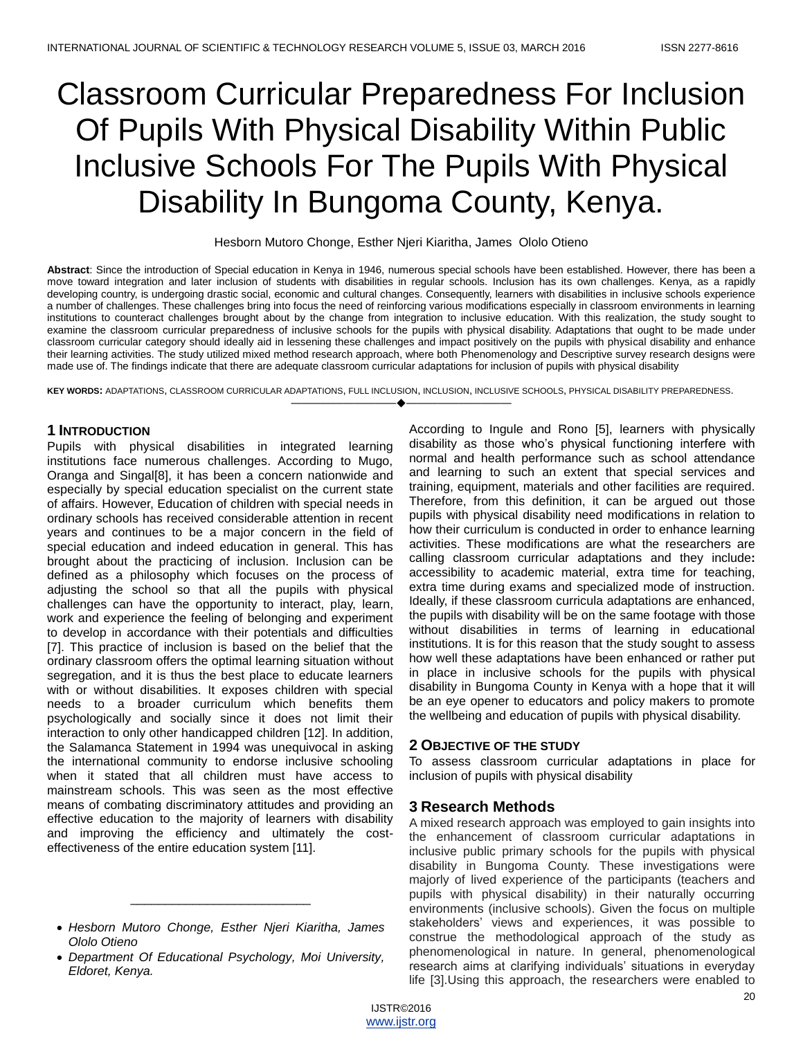# Classroom Curricular Preparedness For Inclusion Of Pupils With Physical Disability Within Public Inclusive Schools For The Pupils With Physical Disability In Bungoma County, Kenya.

Hesborn Mutoro Chonge, Esther Njeri Kiaritha, James Ololo Otieno

**Abstract**: Since the introduction of Special education in Kenya in 1946, numerous special schools have been established. However, there has been a move toward integration and later inclusion of students with disabilities in regular schools. Inclusion has its own challenges. Kenya, as a rapidly developing country, is undergoing drastic social, economic and cultural changes. Consequently, learners with disabilities in inclusive schools experience a number of challenges. These challenges bring into focus the need of reinforcing various modifications especially in classroom environments in learning institutions to counteract challenges brought about by the change from integration to inclusive education. With this realization, the study sought to examine the classroom curricular preparedness of inclusive schools for the pupils with physical disability. Adaptations that ought to be made under classroom curricular category should ideally aid in lessening these challenges and impact positively on the pupils with physical disability and enhance their learning activities. The study utilized mixed method research approach, where both Phenomenology and Descriptive survey research designs were made use of. The findings indicate that there are adequate classroom curricular adaptations for inclusion of pupils with physical disability

**KEY WORDS:** ADAPTATIONS, CLASSROOM CURRICULAR ADAPTATIONS, FULL INCLUSION, INCLUSION, INCLUSIVE SCHOOLS, PHYSICAL DISABILITY PREPAREDNESS.

---

## 1 INTRODUCTION

Pupils with physical disabilities in integrated learning institutions face numerous challenges. According to Mugo, Oranga and Singal[8], it has been a concern nationwide and especially by special education specialist on the current state of affairs. However, Education of children with special needs in ordinary schools has received considerable attention in recent years and continues to be a major concern in the field of special education and indeed education in general. This has brought about the practicing of inclusion. Inclusion can be defined as a philosophy which focuses on the process of adjusting the school so that all the pupils with physical challenges can have the opportunity to interact, play, learn, work and experience the feeling of belonging and experiment to develop in accordance with their potentials and difficulties [7]. This practice of inclusion is based on the belief that the ordinary classroom offers the optimal learning situation without segregation, and it is thus the best place to educate learners with or without disabilities. It exposes children with special needs to a broader curriculum which benefits them psychologically and socially since it does not limit their interaction to only other handicapped children [12]. In addition, the Salamanca Statement in 1994 was unequivocal in asking the international community to endorse inclusive schooling when it stated that all children must have access to mainstream schools. This was seen as the most effective means of combating discriminatory attitudes and providing an effective education to the majority of learners with disability and improving the efficiency and ultimately the cost-effectiveness of the entire education system [11].

- *Hesborn Mutoro Chonge, Esther Njeri Kiaritha, James Ololo Otieno*
- *Department Of Educational Psychology, Moi University, Eldoret, Kenya.*

According to Ingule and Rono [5], learners with physically disability as those who's physical functioning interfere with normal and health performance such as school attendance and learning to such an extent that special services and training, equipment, materials and other facilities are required. Therefore, from this definition, it can be argued out those pupils with physical disability need modifications in relation to how their curriculum is conducted in order to enhance learning activities. These modifications are what the researchers are calling classroom curricular adaptations and they include**:** accessibility to academic material, extra time for teaching, extra time during exams and specialized mode of instruction. Ideally, if these classroom curricula adaptations are enhanced, the pupils with disability will be on the same footage with those without disabilities in terms of learning in educational institutions. It is for this reason that the study sought to assess how well these adaptations have been enhanced or rather put in place in inclusive schools for the pupils with physical disability in Bungoma County in Kenya with a hope that it will be an eye opener to educators and policy makers to promote the wellbeing and education of pupils with physical disability.

## 2 OBJECTIVE OF THE STUDY

To assess classroom curricular adaptations in place for inclusion of pupils with physical disability

## 3 Research Methods

A mixed research approach was employed to gain insights into the enhancement of classroom curricular adaptations in inclusive public primary schools for the pupils with physical disability in Bungoma County. These investigations were majorly of lived experience of the participants (teachers and pupils with physical disability) in their naturally occurring environments (inclusive schools). Given the focus on multiple stakeholders' views and experiences, it was possible to construe the methodological approach of the study as phenomenological in nature. In general, phenomenological research aims at clarifying individuals' situations in everyday life [3].Using this approach, the researchers were enabled to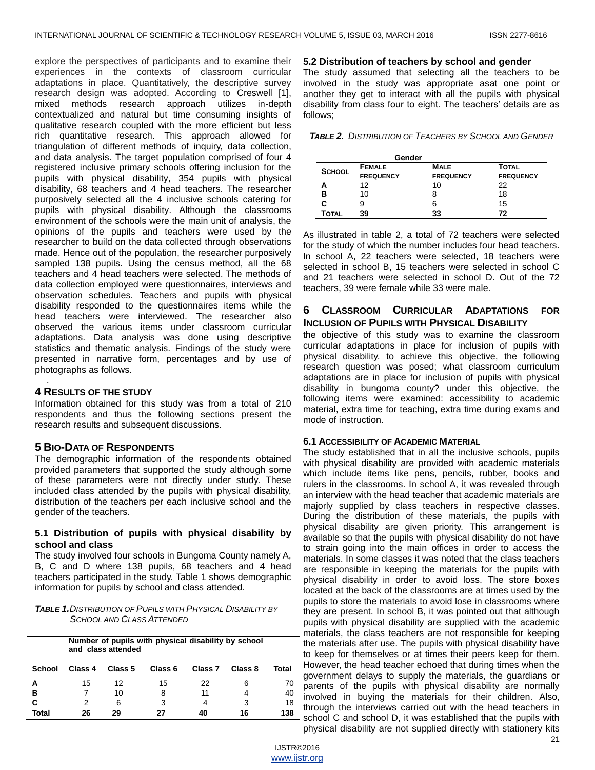explore the perspectives of participants and to examine their experiences in the contexts of classroom curricular adaptations in place. Quantitatively, the descriptive survey research design was adopted. According to Creswell [1], mixed methods research approach utilizes in-depth contextualized and natural but time consuming insights of qualitative research coupled with the more efficient but less rich quantitative research. This approach allowed for triangulation of different methods of inquiry, data collection, and data analysis. The target population comprised of four 4 registered inclusive primary schools offering inclusion for the pupils with physical disability, 354 pupils with physical disability, 68 teachers and 4 head teachers. The researcher purposively selected all the 4 inclusive schools catering for pupils with physical disability. Although the classrooms environment of the schools were the main unit of analysis, the opinions of the pupils and teachers were used by the researcher to build on the data collected through observations made. Hence out of the population, the researcher purposively sampled 138 pupils. Using the census method, all the 68 teachers and 4 head teachers were selected. The methods of data collection employed were questionnaires, interviews and observation schedules. Teachers and pupils with physical disability responded to the questionnaires items while the head teachers were interviewed. The researcher also observed the various items under classroom curricular adaptations. Data analysis was done using descriptive statistics and thematic analysis. Findings of the study were presented in narrative form, percentages and by use of photographs as follows.

## 4 Results of the study

Information obtained for this study was from a total of 210 respondents and thus the following sections present the research results and subsequent discussions.

## 5 Bio-Data of Respondents

The demographic information of the respondents obtained provided parameters that supported the study although some of these parameters were not directly under study. These included class attended by the pupils with physical disability, distribution of the teachers per each inclusive school and the gender of the teachers.

### 5.1 Distribution of pupils with physical disability by school and class

The study involved four schools in Bungoma County namely A, B, C and D where 138 pupils, 68 teachers and 4 head teachers participated in the study. Table 1 shows demographic information for pupils by school and class attended.

***Table 1.** Distribution of Pupils with Physical Disability by School and Class Attended*

| | Number of pupils with physical disability by school and class attended | | | | | |
|---|---|---|---|---|---|---|
| **School** | **Class 4** | **Class 5** | **Class 6** | **Class 7** | **Class 8** | **Total** |
| **A** | 15 | 12 | 15 | 22 | 6 | 70 |
| **B** | 7 | 10 | 8 | 11 | 4 | 40 |
| **C** | 2 | 6 | 3 | 4 | 3 | 18 |
| **Total** | **26** | **29** | **27** | **40** | **16** | **138** |

### 5.2 Distribution of teachers by school and gender

The study assumed that selecting all the teachers to be involved in the study was appropriate asat one point or another they get to interact with all the pupils with physical disability from class four to eight. The teachers' details are as follows;

***Table 2.** Distribution of Teachers by School and Gender*

| | Gender | | |
|---|---|---|---|
| **School** | **Female Frequency** | **Male Frequency** | **Total Frequency** |
| **A** | 12 | 10 | 22 |
| **B** | 10 | 8 | 18 |
| **C** | 9 | 6 | 15 |
| **Total** | **39** | **33** | **72** |

As illustrated in table 2, a total of 72 teachers were selected for the study of which the number includes four head teachers. In school A, 22 teachers were selected, 18 teachers were selected in school B, 15 teachers were selected in school C and 21 teachers were selected in school D. Out of the 72 teachers, 39 were female while 33 were male.

## 6 Classroom Curricular Adaptations for Inclusion of Pupils with Physical Disability

the objective of this study was to examine the classroom curricular adaptations in place for inclusion of pupils with physical disability. to achieve this objective, the following research question was posed; what classroom curriculum adaptations are in place for inclusion of pupils with physical disability in bungoma county? under this objective, the following items were examined: accessibility to academic material, extra time for teaching, extra time during exams and mode of instruction.

### 6.1 Accessibility of Academic Material

The study established that in all the inclusive schools, pupils with physical disability are provided with academic materials which include items like pens, pencils, rubber, books and rulers in the classrooms. In school A, it was revealed through an interview with the head teacher that academic materials are majorly supplied by class teachers in respective classes. During the distribution of these materials, the pupils with physical disability are given priority. This arrangement is available so that the pupils with physical disability do not have to strain going into the main offices in order to access the materials. In some classes it was noted that the class teachers are responsible in keeping the materials for the pupils with physical disability in order to avoid loss. The store boxes located at the back of the classrooms are at times used by the pupils to store the materials to avoid lose in classrooms where they are present. In school B, it was pointed out that although pupils with physical disability are supplied with the academic materials, the class teachers are not responsible for keeping the materials after use. The pupils with physical disability have to keep for themselves or at times their peers keep for them. However, the head teacher echoed that during times when the government delays to supply the materials, the guardians or parents of the pupils with physical disability are normally involved in buying the materials for their children. Also, through the interviews carried out with the head teachers in school C and school D, it was established that the pupils with physical disability are not supplied directly with stationery kits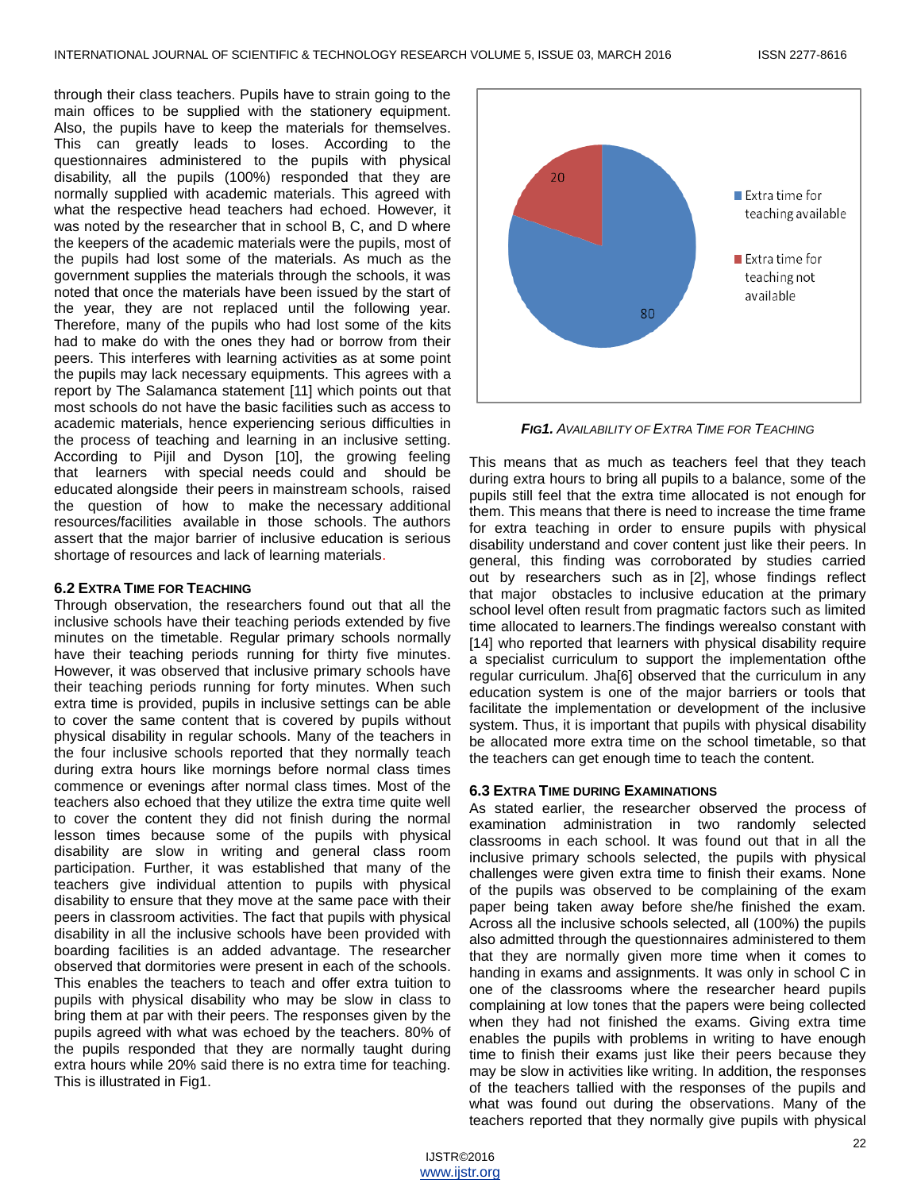through their class teachers. Pupils have to strain going to the main offices to be supplied with the stationery equipment. Also, the pupils have to keep the materials for themselves. This can greatly leads to loses. According to the questionnaires administered to the pupils with physical disability, all the pupils (100%) responded that they are normally supplied with academic materials. This agreed with what the respective head teachers had echoed. However, it was noted by the researcher that in school B, C, and D where the keepers of the academic materials were the pupils, most of the pupils had lost some of the materials. As much as the government supplies the materials through the schools, it was noted that once the materials have been issued by the start of the year, they are not replaced until the following year. Therefore, many of the pupils who had lost some of the kits had to make do with the ones they had or borrow from their peers. This interferes with learning activities as at some point the pupils may lack necessary equipments. This agrees with a report by The Salamanca statement [11] which points out that most schools do not have the basic facilities such as access to academic materials, hence experiencing serious difficulties in the process of teaching and learning in an inclusive setting. According to Pijil and Dyson [10], the growing feeling that learners with special needs could and should be educated alongside their peers in mainstream schools, raised the question of how to make the necessary additional resources/facilities available in those schools. The authors assert that the major barrier of inclusive education is serious shortage of resources and lack of learning materials.

### 6.2 Extra Time for Teaching

Through observation, the researchers found out that all the inclusive schools have their teaching periods extended by five minutes on the timetable. Regular primary schools normally have their teaching periods running for thirty five minutes. However, it was observed that inclusive primary schools have their teaching periods running for forty minutes. When such extra time is provided, pupils in inclusive settings can be able to cover the same content that is covered by pupils without physical disability in regular schools. Many of the teachers in the four inclusive schools reported that they normally teach during extra hours like mornings before normal class times commence or evenings after normal class times. Most of the teachers also echoed that they utilize the extra time quite well to cover the content they did not finish during the normal lesson times because some of the pupils with physical disability are slow in writing and general class room participation. Further, it was established that many of the teachers give individual attention to pupils with physical disability to ensure that they move at the same pace with their peers in classroom activities. The fact that pupils with physical disability in all the inclusive schools have been provided with boarding facilities is an added advantage. The researcher observed that dormitories were present in each of the schools. This enables the teachers to teach and offer extra tuition to pupils with physical disability who may be slow in class to bring them at par with their peers. The responses given by the pupils agreed with what was echoed by the teachers. 80% of the pupils responded that they are normally taught during extra hours while 20% said there is no extra time for teaching. This is illustrated in Fig1.

| Category | Value |
|---|---|
| Extra time for teaching available | 80 |
| Extra time for teaching not available | 20 |

***Fig1.*** *Availability of Extra Time for Teaching*

This means that as much as teachers feel that they teach during extra hours to bring all pupils to a balance, some of the pupils still feel that the extra time allocated is not enough for them. This means that there is need to increase the time frame for extra teaching in order to ensure pupils with physical disability understand and cover content just like their peers. In general, this finding was corroborated by studies carried out by researchers such as in [2], whose findings reflect that major obstacles to inclusive education at the primary school level often result from pragmatic factors such as limited time allocated to learners.The findings werealso constant with [14] who reported that learners with physical disability require a specialist curriculum to support the implementation ofthe regular curriculum. Jha[6] observed that the curriculum in any education system is one of the major barriers or tools that facilitate the implementation or development of the inclusive system. Thus, it is important that pupils with physical disability be allocated more extra time on the school timetable, so that the teachers can get enough time to teach the content.

### 6.3 Extra Time during Examinations

As stated earlier, the researcher observed the process of examination administration in two randomly selected classrooms in each school. It was found out that in all the inclusive primary schools selected, the pupils with physical challenges were given extra time to finish their exams. None of the pupils was observed to be complaining of the exam paper being taken away before she/he finished the exam. Across all the inclusive schools selected, all (100%) the pupils also admitted through the questionnaires administered to them that they are normally given more time when it comes to handing in exams and assignments. It was only in school C in one of the classrooms where the researcher heard pupils complaining at low tones that the papers were being collected when they had not finished the exams. Giving extra time enables the pupils with problems in writing to have enough time to finish their exams just like their peers because they may be slow in activities like writing. In addition, the responses of the teachers tallied with the responses of the pupils and what was found out during the observations. Many of the teachers reported that they normally give pupils with physical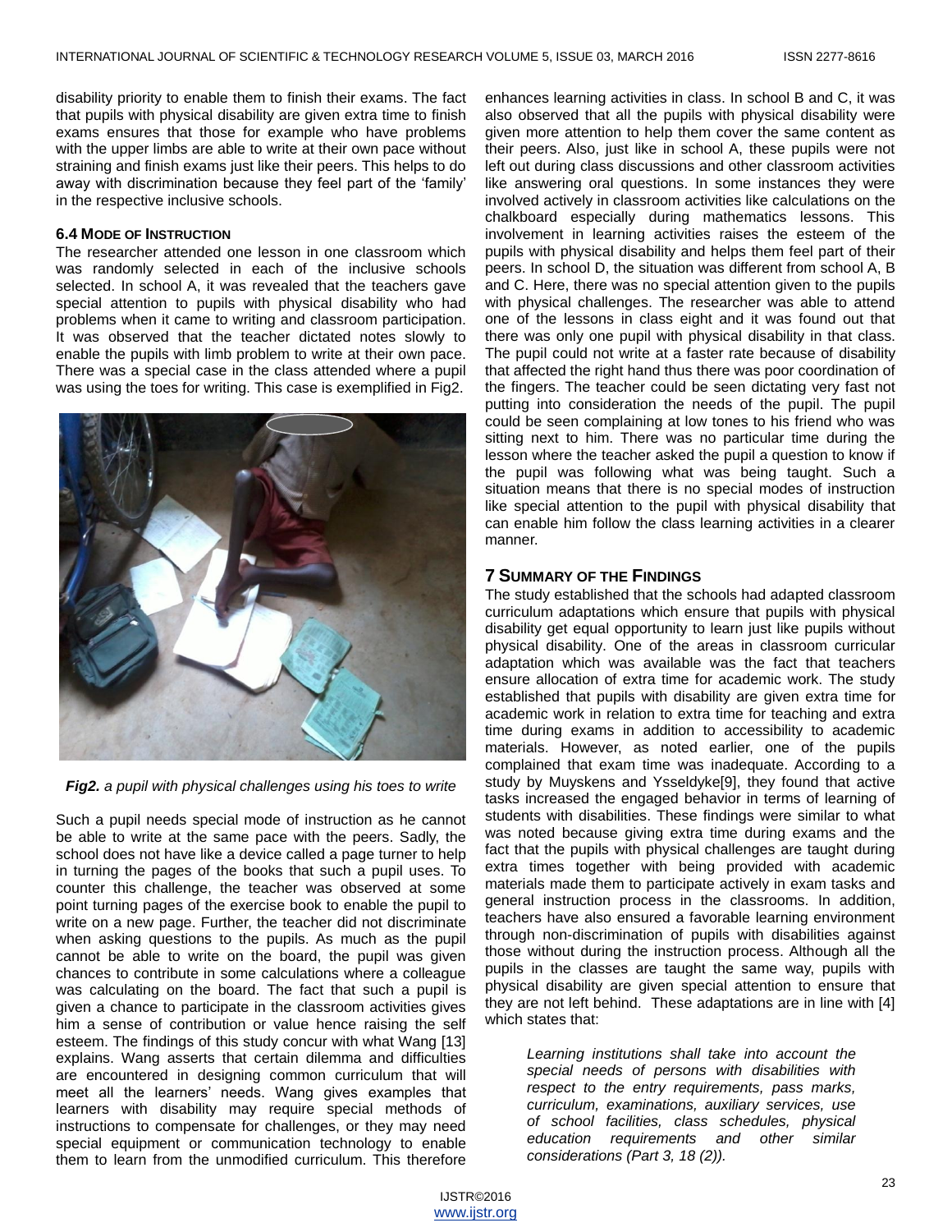disability priority to enable them to finish their exams. The fact that pupils with physical disability are given extra time to finish exams ensures that those for example who have problems with the upper limbs are able to write at their own pace without straining and finish exams just like their peers. This helps to do away with discrimination because they feel part of the 'family' in the respective inclusive schools.

### 6.4 Mode of Instruction

The researcher attended one lesson in one classroom which was randomly selected in each of the inclusive schools selected. In school A, it was revealed that the teachers gave special attention to pupils with physical disability who had problems when it came to writing and classroom participation. It was observed that the teacher dictated notes slowly to enable the pupils with limb problem to write at their own pace. There was a special case in the class attended where a pupil was using the toes for writing. This case is exemplified in Fig2.

***Fig2.*** *a pupil with physical challenges using his toes to write*

Such a pupil needs special mode of instruction as he cannot be able to write at the same pace with the peers. Sadly, the school does not have like a device called a page turner to help in turning the pages of the books that such a pupil uses. To counter this challenge, the teacher was observed at some point turning pages of the exercise book to enable the pupil to write on a new page. Further, the teacher did not discriminate when asking questions to the pupils. As much as the pupil cannot be able to write on the board, the pupil was given chances to contribute in some calculations where a colleague was calculating on the board. The fact that such a pupil is given a chance to participate in the classroom activities gives him a sense of contribution or value hence raising the self esteem. The findings of this study concur with what Wang [13] explains. Wang asserts that certain dilemma and difficulties are encountered in designing common curriculum that will meet all the learners' needs. Wang gives examples that learners with disability may require special methods of instructions to compensate for challenges, or they may need special equipment or communication technology to enable them to learn from the unmodified curriculum. This therefore enhances learning activities in class. In school B and C, it was also observed that all the pupils with physical disability were given more attention to help them cover the same content as their peers. Also, just like in school A, these pupils were not left out during class discussions and other classroom activities like answering oral questions. In some instances they were involved actively in classroom activities like calculations on the chalkboard especially during mathematics lessons. This involvement in learning activities raises the esteem of the pupils with physical disability and helps them feel part of their peers. In school D, the situation was different from school A, B and C. Here, there was no special attention given to the pupils with physical challenges. The researcher was able to attend one of the lessons in class eight and it was found out that there was only one pupil with physical disability in that class. The pupil could not write at a faster rate because of disability that affected the right hand thus there was poor coordination of the fingers. The teacher could be seen dictating very fast not putting into consideration the needs of the pupil. The pupil could be seen complaining at low tones to his friend who was sitting next to him. There was no particular time during the lesson where the teacher asked the pupil a question to know if the pupil was following what was being taught. Such a situation means that there is no special modes of instruction like special attention to the pupil with physical disability that can enable him follow the class learning activities in a clearer manner.

## 7 Summary of the Findings

The study established that the schools had adapted classroom curriculum adaptations which ensure that pupils with physical disability get equal opportunity to learn just like pupils without physical disability. One of the areas in classroom curricular adaptation which was available was the fact that teachers ensure allocation of extra time for academic work. The study established that pupils with disability are given extra time for academic work in relation to extra time for teaching and extra time during exams in addition to accessibility to academic materials. However, as noted earlier, one of the pupils complained that exam time was inadequate. According to a study by Muyskens and Ysseldyke[9], they found that active tasks increased the engaged behavior in terms of learning of students with disabilities. These findings were similar to what was noted because giving extra time during exams and the fact that the pupils with physical challenges are taught during extra times together with being provided with academic materials made them to participate actively in exam tasks and general instruction process in the classrooms. In addition, teachers have also ensured a favorable learning environment through non-discrimination of pupils with disabilities against those without during the instruction process. Although all the pupils in the classes are taught the same way, pupils with physical disability are given special attention to ensure that they are not left behind. These adaptations are in line with [4] which states that:

> *Learning institutions shall take into account the special needs of persons with disabilities with respect to the entry requirements, pass marks, curriculum, examinations, auxiliary services, use of school facilities, class schedules, physical education requirements and other similar considerations (Part 3, 18 (2)).*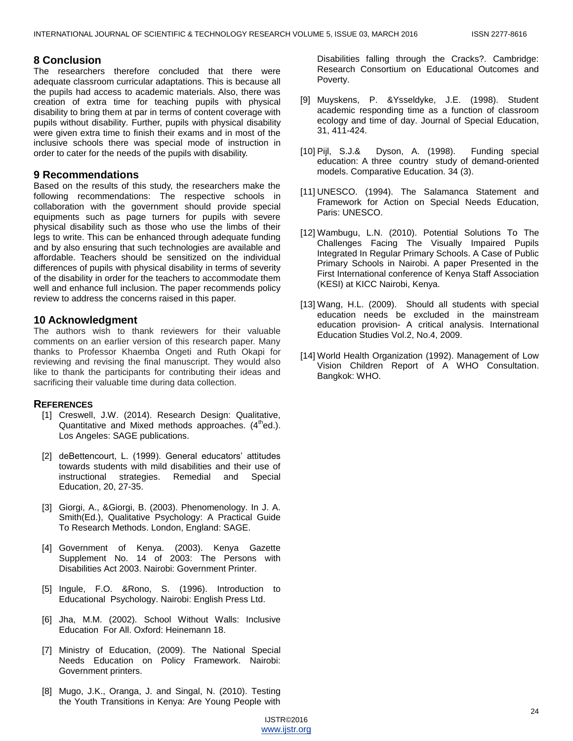## 8 Conclusion

The researchers therefore concluded that there were adequate classroom curricular adaptations. This is because all the pupils had access to academic materials. Also, there was creation of extra time for teaching pupils with physical disability to bring them at par in terms of content coverage with pupils without disability. Further, pupils with physical disability were given extra time to finish their exams and in most of the inclusive schools there was special mode of instruction in order to cater for the needs of the pupils with disability.

## 9 Recommendations

Based on the results of this study, the researchers make the following recommendations: The respective schools in collaboration with the government should provide special equipments such as page turners for pupils with severe physical disability such as those who use the limbs of their legs to write. This can be enhanced through adequate funding and by also ensuring that such technologies are available and affordable. Teachers should be sensitized on the individual differences of pupils with physical disability in terms of severity of the disability in order for the teachers to accommodate them well and enhance full inclusion. The paper recommends policy review to address the concerns raised in this paper.

## 10 Acknowledgment

The authors wish to thank reviewers for their valuable comments on an earlier version of this research paper. Many thanks to Professor Khaemba Ongeti and Ruth Okapi for reviewing and revising the final manuscript. They would also like to thank the participants for contributing their ideas and sacrificing their valuable time during data collection.

## References

[1] Creswell, J.W. (2014). Research Design: Qualitative, Quantitative and Mixed methods approaches. (4th ed.). Los Angeles: SAGE publications.

[2] deBettencourt, L. (1999). General educators' attitudes towards students with mild disabilities and their use of instructional strategies. Remedial and Special Education, 20, 27-35.

[3] Giorgi, A., &Giorgi, B. (2003). Phenomenology. In J. A. Smith(Ed.), Qualitative Psychology: A Practical Guide To Research Methods. London, England: SAGE.

[4] Government of Kenya. (2003). Kenya Gazette Supplement No. 14 of 2003: The Persons with Disabilities Act 2003. Nairobi: Government Printer.

[5] Ingule, F.O. &Rono, S. (1996). Introduction to Educational Psychology. Nairobi: English Press Ltd.

[6] Jha, M.M. (2002). School Without Walls: Inclusive Education For All. Oxford: Heinemann 18.

[7] Ministry of Education, (2009). The National Special Needs Education on Policy Framework. Nairobi: Government printers.

[8] Mugo, J.K., Oranga, J. and Singal, N. (2010). Testing the Youth Transitions in Kenya: Are Young People with Disabilities falling through the Cracks?. Cambridge: Research Consortium on Educational Outcomes and Poverty.

[9] Muyskens, P. &Ysseldyke, J.E. (1998). Student academic responding time as a function of classroom ecology and time of day. Journal of Special Education, 31, 411-424.

[10] Pijl, S.J.& Dyson, A. (1998). Funding special education: A three country study of demand-oriented models. Comparative Education. 34 (3).

[11] UNESCO. (1994). The Salamanca Statement and Framework for Action on Special Needs Education, Paris: UNESCO.

[12] Wambugu, L.N. (2010). Potential Solutions To The Challenges Facing The Visually Impaired Pupils Integrated In Regular Primary Schools. A Case of Public Primary Schools in Nairobi. A paper Presented in the First International conference of Kenya Staff Association (KESI) at KICC Nairobi, Kenya.

[13] Wang, H.L. (2009). Should all students with special education needs be excluded in the mainstream education provision- A critical analysis. International Education Studies Vol.2, No.4, 2009.

[14] World Health Organization (1992). Management of Low Vision Children Report of A WHO Consultation. Bangkok: WHO.